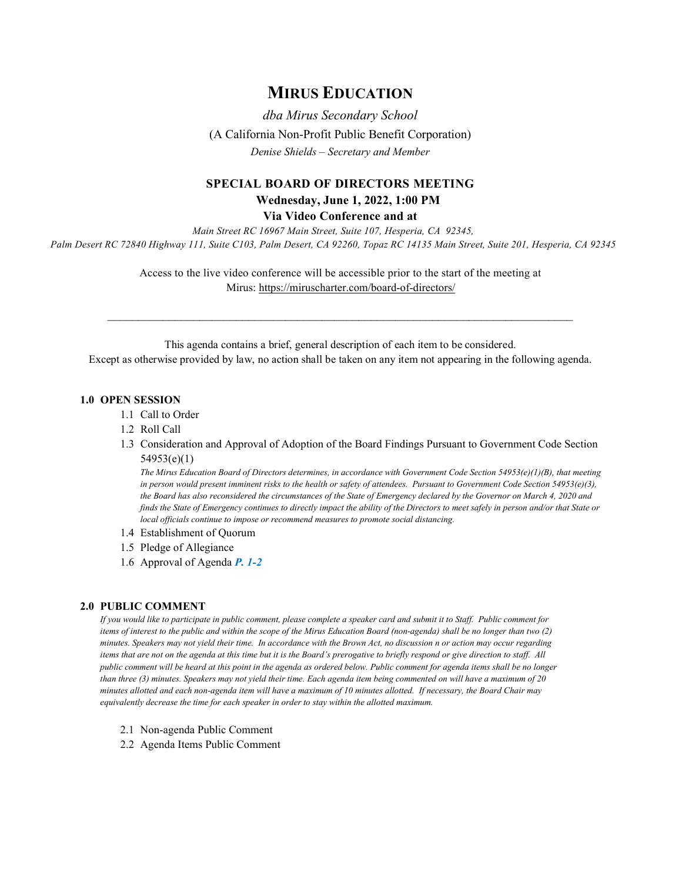# MIRUS EDUCATION

*dba Mirus Secondary School*

(A California Non-Profit Public Benefit Corporation)

*Denise Shields – Secretary and Member*

## SPECIAL BOARD OF DIRECTORS MEETING

**Wednesday, June 1, 2022, 1:00 PM**

**Via Video Conference and at**

*Main Street RC 16967 Main Street, Suite 107, Hesperia, CA 92345, Palm Desert RC 72840 Highway 111, Suite C103, Palm Desert, CA 92260, Topaz RC 14135 Main Street, Suite 201, Hesperia, CA 92345*

Access to the live video conference will be accessible prior to the start of the meeting at Mirus: https://miruscharter.com/board-of-directors/

---

This agenda contains a brief, general description of each item to be considered.
Except as otherwise provided by law, no action shall be taken on any item not appearing in the following agenda.

### 1.0 OPEN SESSION

1.1 Call to Order

1.2 Roll Call

1.3 Consideration and Approval of Adoption of the Board Findings Pursuant to Government Code Section 54953(e)(1)

*The Mirus Education Board of Directors determines, in accordance with Government Code Section 54953(e)(1)(B), that meeting in person would present imminent risks to the health or safety of attendees. Pursuant to Government Code Section 54953(e)(3), the Board has also reconsidered the circumstances of the State of Emergency declared by the Governor on March 4, 2020 and finds the State of Emergency continues to directly impact the ability of the Directors to meet safely in person and/or that State or local officials continue to impose or recommend measures to promote social distancing.*

1.4 Establishment of Quorum

1.5 Pledge of Allegiance

1.6 Approval of Agenda ***P. 1-2***

### 2.0 PUBLIC COMMENT

*If you would like to participate in public comment, please complete a speaker card and submit it to Staff. Public comment for items of interest to the public and within the scope of the Mirus Education Board (non-agenda) shall be no longer than two (2) minutes. Speakers may not yield their time. In accordance with the Brown Act, no discussion n or action may occur regarding items that are not on the agenda at this time but it is the Board's prerogative to briefly respond or give direction to staff. All public comment will be heard at this point in the agenda as ordered below. Public comment for agenda items shall be no longer than three (3) minutes. Speakers may not yield their time. Each agenda item being commented on will have a maximum of 20 minutes allotted and each non-agenda item will have a maximum of 10 minutes allotted. If necessary, the Board Chair may equivalently decrease the time for each speaker in order to stay within the allotted maximum.*

2.1 Non-agenda Public Comment

2.2 Agenda Items Public Comment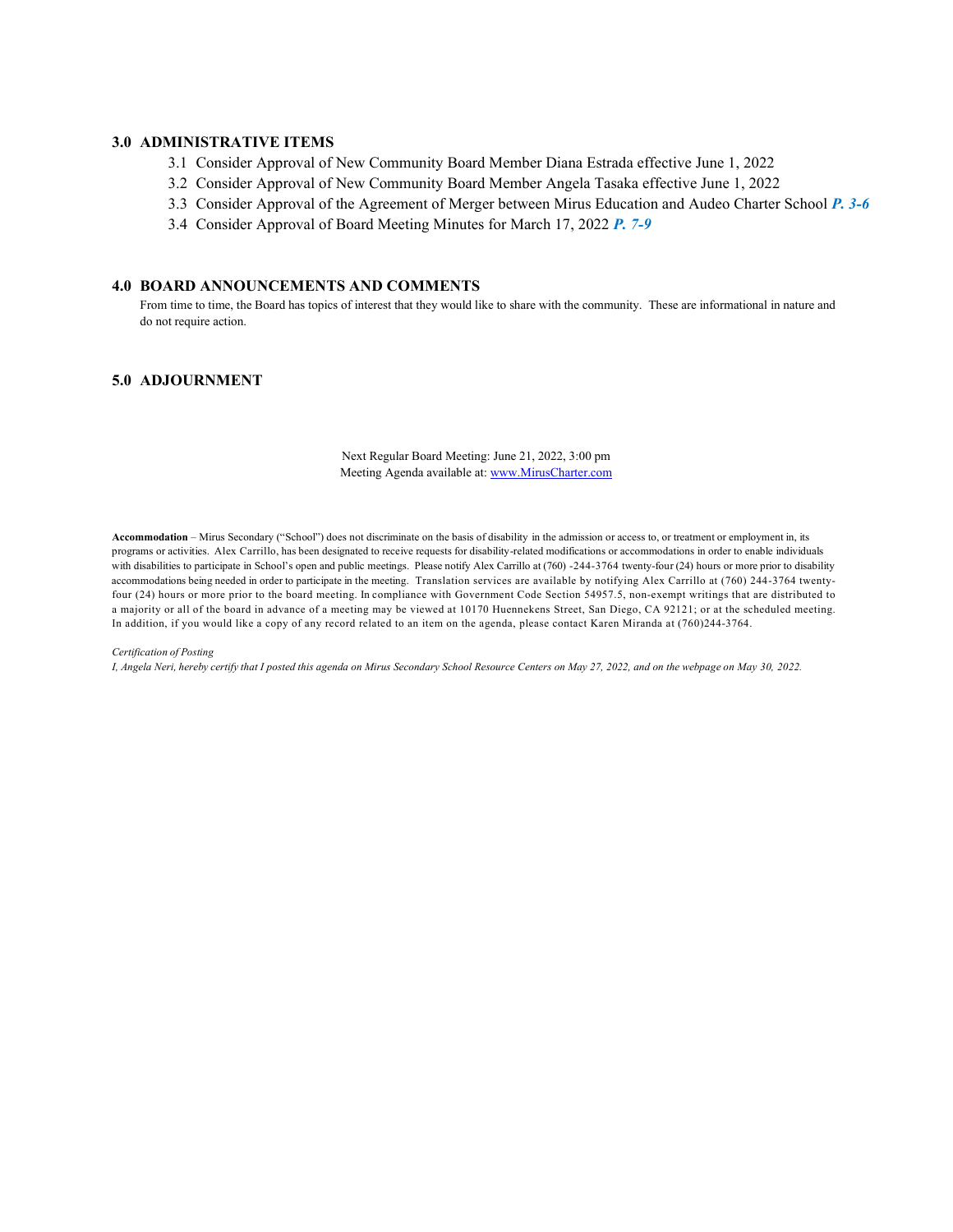## 3.0 ADMINISTRATIVE ITEMS

3.1 Consider Approval of New Community Board Member Diana Estrada effective June 1, 2022

3.2 Consider Approval of New Community Board Member Angela Tasaka effective June 1, 2022

3.3 Consider Approval of the Agreement of Merger between Mirus Education and Audeo Charter School ***P. 3-6***

3.4 Consider Approval of Board Meeting Minutes for March 17, 2022 ***P. 7-9***

## 4.0 BOARD ANNOUNCEMENTS AND COMMENTS

From time to time, the Board has topics of interest that they would like to share with the community. These are informational in nature and do not require action.

## 5.0 ADJOURNMENT

Next Regular Board Meeting: June 21, 2022, 3:00 pm
Meeting Agenda available at: www.MirusCharter.com

**Accommodation** – Mirus Secondary ("School") does not discriminate on the basis of disability in the admission or access to, or treatment or employment in, its programs or activities. Alex Carrillo, has been designated to receive requests for disability-related modifications or accommodations in order to enable individuals with disabilities to participate in School's open and public meetings. Please notify Alex Carrillo at (760) -244-3764 twenty-four (24) hours or more prior to disability accommodations being needed in order to participate in the meeting. Translation services are available by notifying Alex Carrillo at (760) 244-3764 twenty-four (24) hours or more prior to the board meeting. In compliance with Government Code Section 54957.5, non-exempt writings that are distributed to a majority or all of the board in advance of a meeting may be viewed at 10170 Huennekens Street, San Diego, CA 92121; or at the scheduled meeting. In addition, if you would like a copy of any record related to an item on the agenda, please contact Karen Miranda at (760)244-3764.

*Certification of Posting*

*I, Angela Neri, hereby certify that I posted this agenda on Mirus Secondary School Resource Centers on May 27, 2022, and on the webpage on May 30, 2022.*